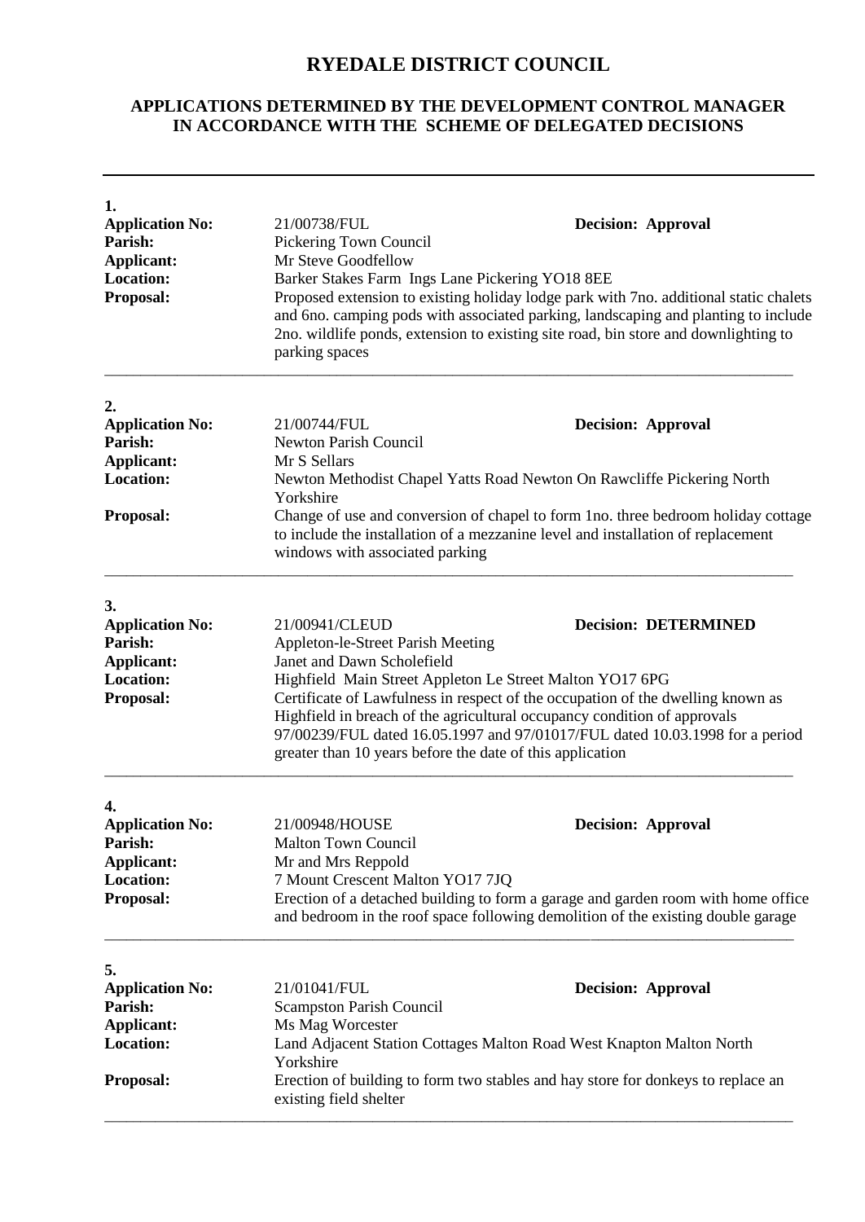# RYEDALE DISTRICT COUNCIL

## APPLICATIONS DETERMINED BY THE DEVELOPMENT CONTROL MANAGER IN ACCORDANCE WITH THE SCHEME OF DELEGATED DECISIONS

---

**1.**

**Application No:** 21/00738/FUL **Decision: Approval**
**Parish:** Pickering Town Council
**Applicant:** Mr Steve Goodfellow
**Location:** Barker Stakes Farm Ings Lane Pickering YO18 8EE
**Proposal:** Proposed extension to existing holiday lodge park with 7no. additional static chalets and 6no. camping pods with associated parking, landscaping and planting to include 2no. wildlife ponds, extension to existing site road, bin store and downlighting to parking spaces

---

**2.**

**Application No:** 21/00744/FUL **Decision: Approval**
**Parish:** Newton Parish Council
**Applicant:** Mr S Sellars
**Location:** Newton Methodist Chapel Yatts Road Newton On Rawcliffe Pickering North Yorkshire
**Proposal:** Change of use and conversion of chapel to form 1no. three bedroom holiday cottage to include the installation of a mezzanine level and installation of replacement windows with associated parking

---

**3.**

**Application No:** 21/00941/CLEUD **Decision: DETERMINED**
**Parish:** Appleton-le-Street Parish Meeting
**Applicant:** Janet and Dawn Scholefield
**Location:** Highfield Main Street Appleton Le Street Malton YO17 6PG
**Proposal:** Certificate of Lawfulness in respect of the occupation of the dwelling known as Highfield in breach of the agricultural occupancy condition of approvals 97/00239/FUL dated 16.05.1997 and 97/01017/FUL dated 10.03.1998 for a period greater than 10 years before the date of this application

---

**4.**

**Application No:** 21/00948/HOUSE **Decision: Approval**
**Parish:** Malton Town Council
**Applicant:** Mr and Mrs Reppold
**Location:** 7 Mount Crescent Malton YO17 7JQ
**Proposal:** Erection of a detached building to form a garage and garden room with home office and bedroom in the roof space following demolition of the existing double garage

---

**5.**

**Application No:** 21/01041/FUL **Decision: Approval**
**Parish:** Scampston Parish Council
**Applicant:** Ms Mag Worcester
**Location:** Land Adjacent Station Cottages Malton Road West Knapton Malton North Yorkshire
**Proposal:** Erection of building to form two stables and hay store for donkeys to replace an existing field shelter

---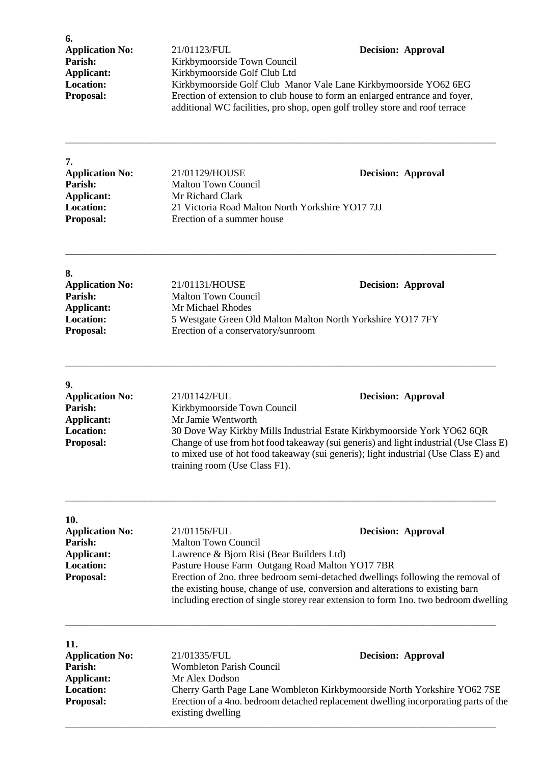**6.**

**Application No:** 21/01123/FUL **Decision: Approval**
**Parish:** Kirkbymoorside Town Council
**Applicant:** Kirkbymoorside Golf Club Ltd
**Location:** Kirkbymoorside Golf Club Manor Vale Lane Kirkbymoorside YO62 6EG
**Proposal:** Erection of extension to club house to form an enlarged entrance and foyer, additional WC facilities, pro shop, open golf trolley store and roof terrace

---

**7.**

**Application No:** 21/01129/HOUSE **Decision: Approval**
**Parish:** Malton Town Council
**Applicant:** Mr Richard Clark
**Location:** 21 Victoria Road Malton North Yorkshire YO17 7JJ
**Proposal:** Erection of a summer house

---

**8.**

**Application No:** 21/01131/HOUSE **Decision: Approval**
**Parish:** Malton Town Council
**Applicant:** Mr Michael Rhodes
**Location:** 5 Westgate Green Old Malton Malton North Yorkshire YO17 7FY
**Proposal:** Erection of a conservatory/sunroom

---

**9.**

**Application No:** 21/01142/FUL **Decision: Approval**
**Parish:** Kirkbymoorside Town Council
**Applicant:** Mr Jamie Wentworth
**Location:** 30 Dove Way Kirkby Mills Industrial Estate Kirkbymoorside York YO62 6QR
**Proposal:** Change of use from hot food takeaway (sui generis) and light industrial (Use Class E) to mixed use of hot food takeaway (sui generis); light industrial (Use Class E) and training room (Use Class F1).

---

**10.**

**Application No:** 21/01156/FUL **Decision: Approval**
**Parish:** Malton Town Council
**Applicant:** Lawrence & Bjorn Risi (Bear Builders Ltd)
**Location:** Pasture House Farm Outgang Road Malton YO17 7BR
**Proposal:** Erection of 2no. three bedroom semi-detached dwellings following the removal of the existing house, change of use, conversion and alterations to existing barn including erection of single storey rear extension to form 1no. two bedroom dwelling

---

**11.**

**Application No:** 21/01335/FUL **Decision: Approval**
**Parish:** Wombleton Parish Council
**Applicant:** Mr Alex Dodson
**Location:** Cherry Garth Page Lane Wombleton Kirkbymoorside North Yorkshire YO62 7SE
**Proposal:** Erection of a 4no. bedroom detached replacement dwelling incorporating parts of the existing dwelling

---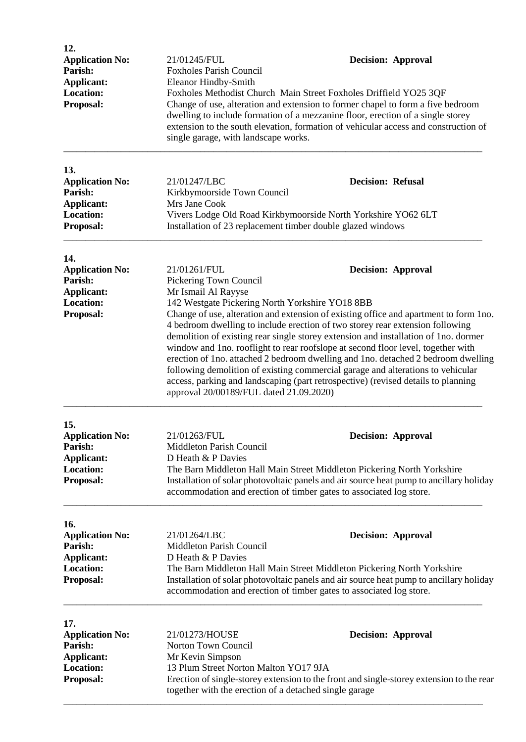**12.**

**Application No:** 21/01245/FUL **Decision: Approval**
**Parish:** Foxholes Parish Council
**Applicant:** Eleanor Hindby-Smith
**Location:** Foxholes Methodist Church Main Street Foxholes Driffield YO25 3QF
**Proposal:** Change of use, alteration and extension to former chapel to form a five bedroom dwelling to include formation of a mezzanine floor, erection of a single storey extension to the south elevation, formation of vehicular access and construction of single garage, with landscape works.

---

**13.**

**Application No:** 21/01247/LBC **Decision: Refusal**
**Parish:** Kirkbymoorside Town Council
**Applicant:** Mrs Jane Cook
**Location:** Vivers Lodge Old Road Kirkbymoorside North Yorkshire YO62 6LT
**Proposal:** Installation of 23 replacement timber double glazed windows

---

**14.**

**Application No:** 21/01261/FUL **Decision: Approval**
**Parish:** Pickering Town Council
**Applicant:** Mr Ismail Al Rayyse
**Location:** 142 Westgate Pickering North Yorkshire YO18 8BB
**Proposal:** Change of use, alteration and extension of existing office and apartment to form 1no. 4 bedroom dwelling to include erection of two storey rear extension following demolition of existing rear single storey extension and installation of 1no. dormer window and 1no. rooflight to rear roofslope at second floor level, together with erection of 1no. attached 2 bedroom dwelling and 1no. detached 2 bedroom dwelling following demolition of existing commercial garage and alterations to vehicular access, parking and landscaping (part retrospective) (revised details to planning approval 20/00189/FUL dated 21.09.2020)

---

**15.**

**Application No:** 21/01263/FUL **Decision: Approval**
**Parish:** Middleton Parish Council
**Applicant:** D Heath & P Davies
**Location:** The Barn Middleton Hall Main Street Middleton Pickering North Yorkshire
**Proposal:** Installation of solar photovoltaic panels and air source heat pump to ancillary holiday accommodation and erection of timber gates to associated log store.

---

**16.**

**Application No:** 21/01264/LBC **Decision: Approval**
**Parish:** Middleton Parish Council
**Applicant:** D Heath & P Davies
**Location:** The Barn Middleton Hall Main Street Middleton Pickering North Yorkshire
**Proposal:** Installation of solar photovoltaic panels and air source heat pump to ancillary holiday accommodation and erection of timber gates to associated log store.

---

**17.**

**Application No:** 21/01273/HOUSE **Decision: Approval**
**Parish:** Norton Town Council
**Applicant:** Mr Kevin Simpson
**Location:** 13 Plum Street Norton Malton YO17 9JA
**Proposal:** Erection of single-storey extension to the front and single-storey extension to the rear together with the erection of a detached single garage

---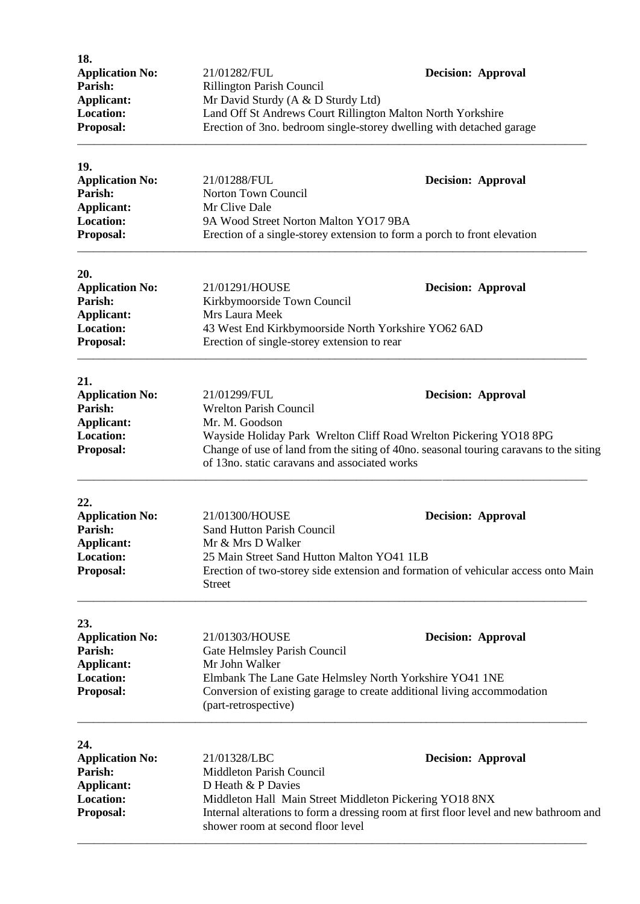**18.**

**Application No:** 21/01282/FUL **Decision: Approval**
**Parish:** Rillington Parish Council
**Applicant:** Mr David Sturdy (A & D Sturdy Ltd)
**Location:** Land Off St Andrews Court Rillington Malton North Yorkshire
**Proposal:** Erection of 3no. bedroom single-storey dwelling with detached garage

---

**19.**

**Application No:** 21/01288/FUL **Decision: Approval**
**Parish:** Norton Town Council
**Applicant:** Mr Clive Dale
**Location:** 9A Wood Street Norton Malton YO17 9BA
**Proposal:** Erection of a single-storey extension to form a porch to front elevation

---

**20.**

**Application No:** 21/01291/HOUSE **Decision: Approval**
**Parish:** Kirkbymoorside Town Council
**Applicant:** Mrs Laura Meek
**Location:** 43 West End Kirkbymoorside North Yorkshire YO62 6AD
**Proposal:** Erection of single-storey extension to rear

---

**21.**

**Application No:** 21/01299/FUL **Decision: Approval**
**Parish:** Wrelton Parish Council
**Applicant:** Mr. M. Goodson
**Location:** Wayside Holiday Park Wrelton Cliff Road Wrelton Pickering YO18 8PG
**Proposal:** Change of use of land from the siting of 40no. seasonal touring caravans to the siting of 13no. static caravans and associated works

---

**22.**

**Application No:** 21/01300/HOUSE **Decision: Approval**
**Parish:** Sand Hutton Parish Council
**Applicant:** Mr & Mrs D Walker
**Location:** 25 Main Street Sand Hutton Malton YO41 1LB
**Proposal:** Erection of two-storey side extension and formation of vehicular access onto Main Street

---

**23.**

**Application No:** 21/01303/HOUSE **Decision: Approval**
**Parish:** Gate Helmsley Parish Council
**Applicant:** Mr John Walker
**Location:** Elmbank The Lane Gate Helmsley North Yorkshire YO41 1NE
**Proposal:** Conversion of existing garage to create additional living accommodation (part-retrospective)

---

**24.**

**Application No:** 21/01328/LBC **Decision: Approval**
**Parish:** Middleton Parish Council
**Applicant:** D Heath & P Davies
**Location:** Middleton Hall Main Street Middleton Pickering YO18 8NX
**Proposal:** Internal alterations to form a dressing room at first floor level and new bathroom and shower room at second floor level

---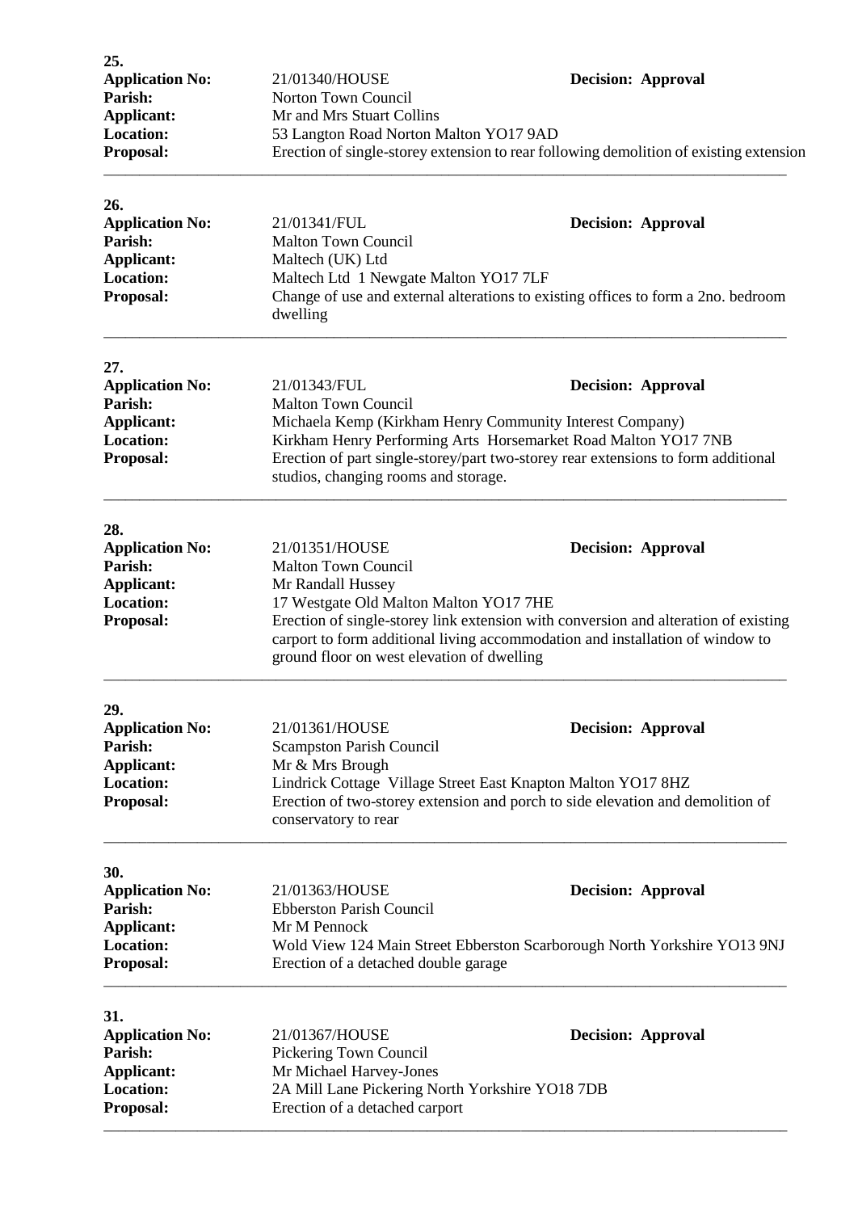**25.**

**Application No:** 21/01340/HOUSE **Decision: Approval**
**Parish:** Norton Town Council
**Applicant:** Mr and Mrs Stuart Collins
**Location:** 53 Langton Road Norton Malton YO17 9AD
**Proposal:** Erection of single-storey extension to rear following demolition of existing extension

---

**26.**

**Application No:** 21/01341/FUL **Decision: Approval**
**Parish:** Malton Town Council
**Applicant:** Maltech (UK) Ltd
**Location:** Maltech Ltd 1 Newgate Malton YO17 7LF
**Proposal:** Change of use and external alterations to existing offices to form a 2no. bedroom dwelling

---

**27.**

**Application No:** 21/01343/FUL **Decision: Approval**
**Parish:** Malton Town Council
**Applicant:** Michaela Kemp (Kirkham Henry Community Interest Company)
**Location:** Kirkham Henry Performing Arts Horsemarket Road Malton YO17 7NB
**Proposal:** Erection of part single-storey/part two-storey rear extensions to form additional studios, changing rooms and storage.

---

**28.**

**Application No:** 21/01351/HOUSE **Decision: Approval**
**Parish:** Malton Town Council
**Applicant:** Mr Randall Hussey
**Location:** 17 Westgate Old Malton Malton YO17 7HE
**Proposal:** Erection of single-storey link extension with conversion and alteration of existing carport to form additional living accommodation and installation of window to ground floor on west elevation of dwelling

---

**29.**

**Application No:** 21/01361/HOUSE **Decision: Approval**
**Parish:** Scampston Parish Council
**Applicant:** Mr & Mrs Brough
**Location:** Lindrick Cottage Village Street East Knapton Malton YO17 8HZ
**Proposal:** Erection of two-storey extension and porch to side elevation and demolition of conservatory to rear

---

**30.**

**Application No:** 21/01363/HOUSE **Decision: Approval**
**Parish:** Ebberston Parish Council
**Applicant:** Mr M Pennock
**Location:** Wold View 124 Main Street Ebberston Scarborough North Yorkshire YO13 9NJ
**Proposal:** Erection of a detached double garage

---

**31.**

**Application No:** 21/01367/HOUSE **Decision: Approval**
**Parish:** Pickering Town Council
**Applicant:** Mr Michael Harvey-Jones
**Location:** 2A Mill Lane Pickering North Yorkshire YO18 7DB
**Proposal:** Erection of a detached carport

---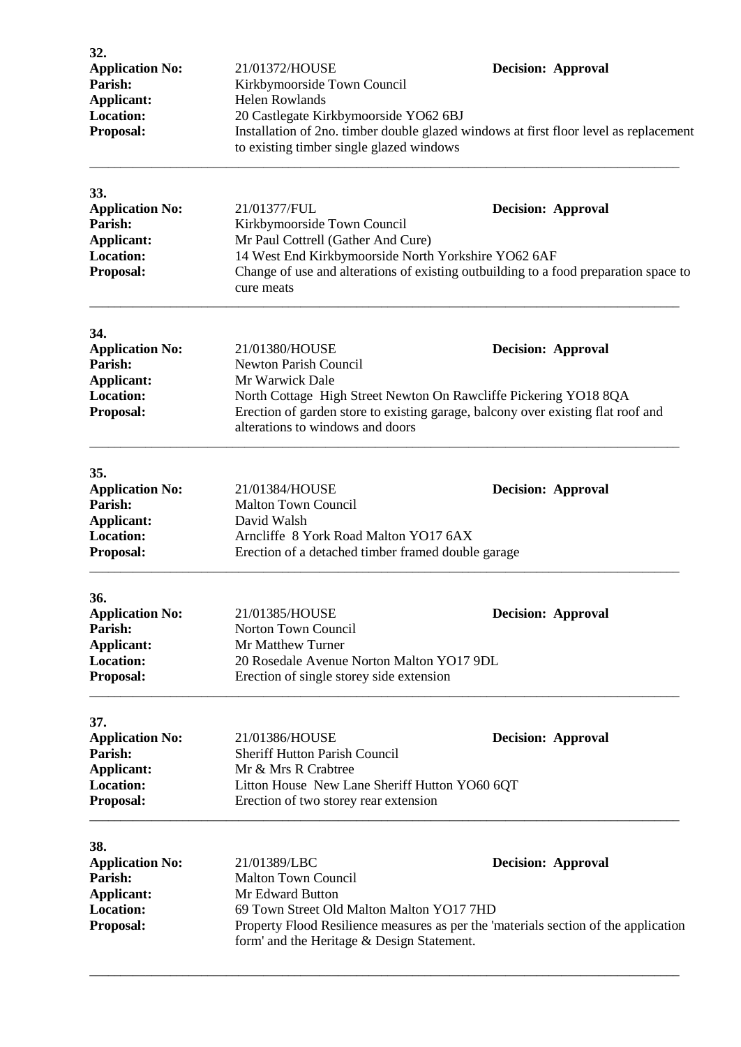**32.**

**Application No:** 21/01372/HOUSE **Decision: Approval**
**Parish:** Kirkbymoorside Town Council
**Applicant:** Helen Rowlands
**Location:** 20 Castlegate Kirkbymoorside YO62 6BJ
**Proposal:** Installation of 2no. timber double glazed windows at first floor level as replacement to existing timber single glazed windows

---

**33.**

**Application No:** 21/01377/FUL **Decision: Approval**
**Parish:** Kirkbymoorside Town Council
**Applicant:** Mr Paul Cottrell (Gather And Cure)
**Location:** 14 West End Kirkbymoorside North Yorkshire YO62 6AF
**Proposal:** Change of use and alterations of existing outbuilding to a food preparation space to cure meats

---

**34.**

**Application No:** 21/01380/HOUSE **Decision: Approval**
**Parish:** Newton Parish Council
**Applicant:** Mr Warwick Dale
**Location:** North Cottage High Street Newton On Rawcliffe Pickering YO18 8QA
**Proposal:** Erection of garden store to existing garage, balcony over existing flat roof and alterations to windows and doors

---

**35.**

**Application No:** 21/01384/HOUSE **Decision: Approval**
**Parish:** Malton Town Council
**Applicant:** David Walsh
**Location:** Arncliffe 8 York Road Malton YO17 6AX
**Proposal:** Erection of a detached timber framed double garage

---

**36.**

**Application No:** 21/01385/HOUSE **Decision: Approval**
**Parish:** Norton Town Council
**Applicant:** Mr Matthew Turner
**Location:** 20 Rosedale Avenue Norton Malton YO17 9DL
**Proposal:** Erection of single storey side extension

---

**37.**

**Application No:** 21/01386/HOUSE **Decision: Approval**
**Parish:** Sheriff Hutton Parish Council
**Applicant:** Mr & Mrs R Crabtree
**Location:** Litton House New Lane Sheriff Hutton YO60 6QT
**Proposal:** Erection of two storey rear extension

---

**38.**

**Application No:** 21/01389/LBC **Decision: Approval**
**Parish:** Malton Town Council
**Applicant:** Mr Edward Button
**Location:** 69 Town Street Old Malton Malton YO17 7HD
**Proposal:** Property Flood Resilience measures as per the 'materials section of the application form' and the Heritage & Design Statement.

---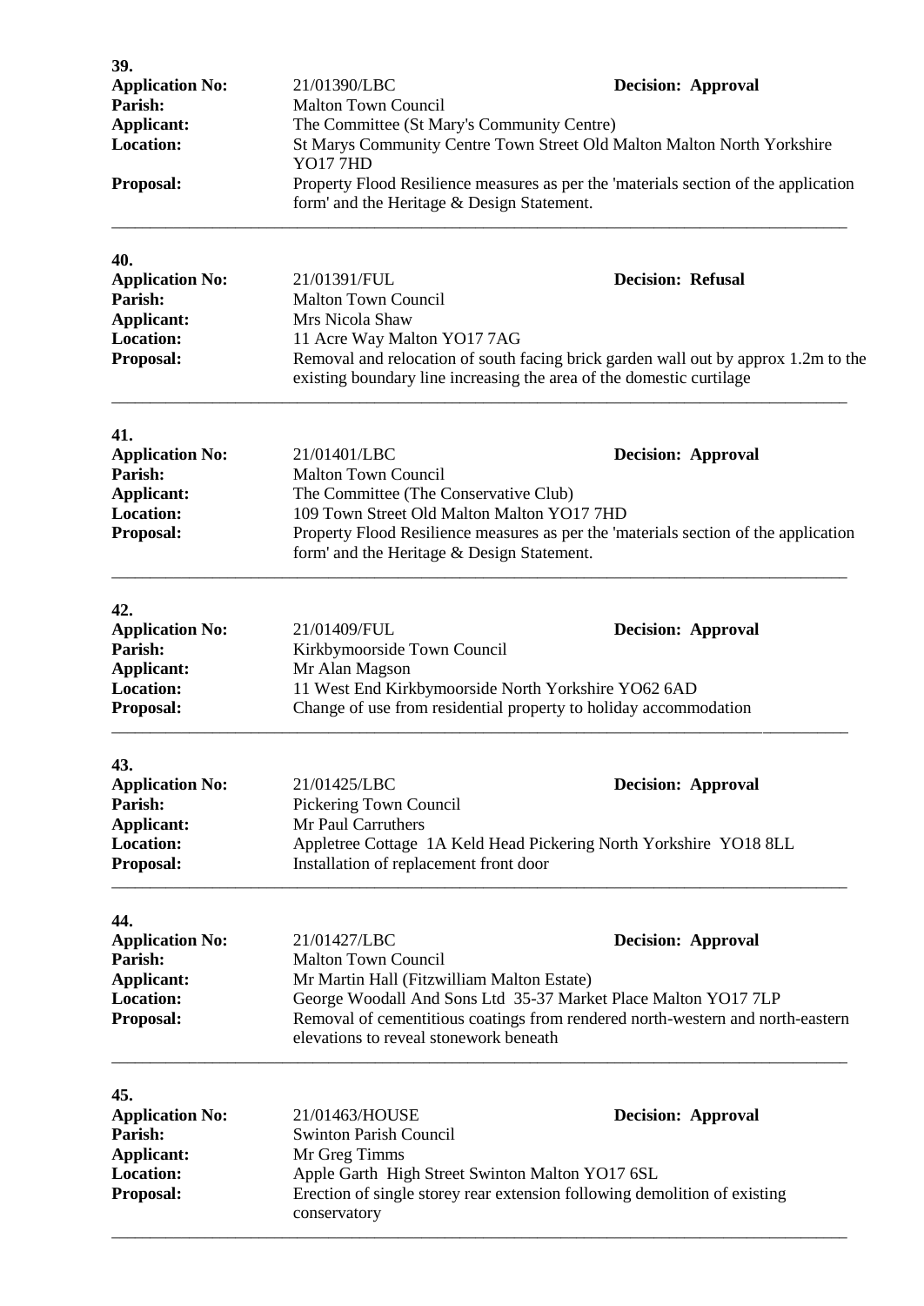**39.**

**Application No:** 21/01390/LBC **Decision: Approval**
**Parish:** Malton Town Council
**Applicant:** The Committee (St Mary's Community Centre)
**Location:** St Marys Community Centre Town Street Old Malton Malton North Yorkshire YO17 7HD
**Proposal:** Property Flood Resilience measures as per the 'materials section of the application form' and the Heritage & Design Statement.

---

**40.**

**Application No:** 21/01391/FUL **Decision: Refusal**
**Parish:** Malton Town Council
**Applicant:** Mrs Nicola Shaw
**Location:** 11 Acre Way Malton YO17 7AG
**Proposal:** Removal and relocation of south facing brick garden wall out by approx 1.2m to the existing boundary line increasing the area of the domestic curtilage

---

**41.**

**Application No:** 21/01401/LBC **Decision: Approval**
**Parish:** Malton Town Council
**Applicant:** The Committee (The Conservative Club)
**Location:** 109 Town Street Old Malton Malton YO17 7HD
**Proposal:** Property Flood Resilience measures as per the 'materials section of the application form' and the Heritage & Design Statement.

---

**42.**

**Application No:** 21/01409/FUL **Decision: Approval**
**Parish:** Kirkbymoorside Town Council
**Applicant:** Mr Alan Magson
**Location:** 11 West End Kirkbymoorside North Yorkshire YO62 6AD
**Proposal:** Change of use from residential property to holiday accommodation

---

**43.**

**Application No:** 21/01425/LBC **Decision: Approval**
**Parish:** Pickering Town Council
**Applicant:** Mr Paul Carruthers
**Location:** Appletree Cottage 1A Keld Head Pickering North Yorkshire YO18 8LL
**Proposal:** Installation of replacement front door

---

**44.**

**Application No:** 21/01427/LBC **Decision: Approval**
**Parish:** Malton Town Council
**Applicant:** Mr Martin Hall (Fitzwilliam Malton Estate)
**Location:** George Woodall And Sons Ltd 35-37 Market Place Malton YO17 7LP
**Proposal:** Removal of cementitious coatings from rendered north-western and north-eastern elevations to reveal stonework beneath

---

**45.**

**Application No:** 21/01463/HOUSE **Decision: Approval**
**Parish:** Swinton Parish Council
**Applicant:** Mr Greg Timms
**Location:** Apple Garth High Street Swinton Malton YO17 6SL
**Proposal:** Erection of single storey rear extension following demolition of existing conservatory

---